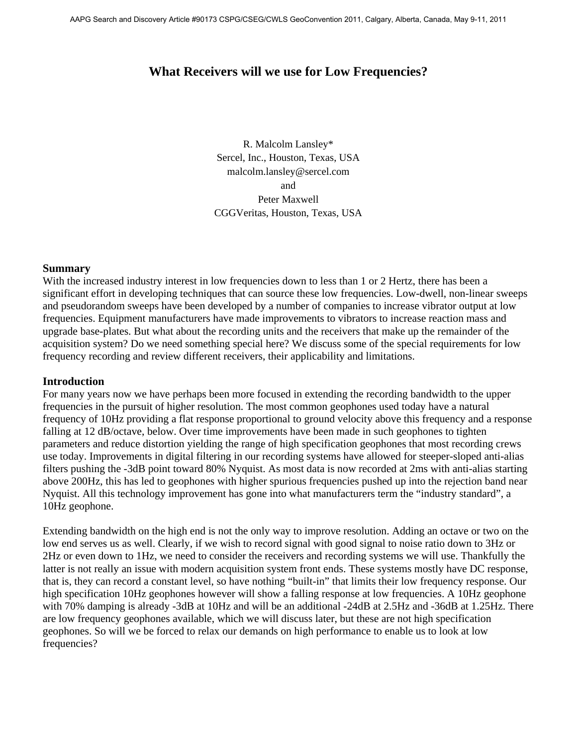# What Receivers will we use for Low Frequencies?

R. Malcolm Lansley*
Sercel, Inc., Houston, Texas, USA
malcolm.lansley@sercel.com
and
Peter Maxwell
CGGVeritas, Houston, Texas, USA

## Summary

With the increased industry interest in low frequencies down to less than 1 or 2 Hertz, there has been a significant effort in developing techniques that can source these low frequencies. Low-dwell, non-linear sweeps and pseudorandom sweeps have been developed by a number of companies to increase vibrator output at low frequencies. Equipment manufacturers have made improvements to vibrators to increase reaction mass and upgrade base-plates. But what about the recording units and the receivers that make up the remainder of the acquisition system? Do we need something special here? We discuss some of the special requirements for low frequency recording and review different receivers, their applicability and limitations.

## Introduction

For many years now we have perhaps been more focused in extending the recording bandwidth to the upper frequencies in the pursuit of higher resolution. The most common geophones used today have a natural frequency of 10Hz providing a flat response proportional to ground velocity above this frequency and a response falling at 12 dB/octave, below. Over time improvements have been made in such geophones to tighten parameters and reduce distortion yielding the range of high specification geophones that most recording crews use today. Improvements in digital filtering in our recording systems have allowed for steeper-sloped anti-alias filters pushing the -3dB point toward 80% Nyquist. As most data is now recorded at 2ms with anti-alias starting above 200Hz, this has led to geophones with higher spurious frequencies pushed up into the rejection band near Nyquist. All this technology improvement has gone into what manufacturers term the "industry standard", a 10Hz geophone.

Extending bandwidth on the high end is not the only way to improve resolution. Adding an octave or two on the low end serves us as well. Clearly, if we wish to record signal with good signal to noise ratio down to 3Hz or 2Hz or even down to 1Hz, we need to consider the receivers and recording systems we will use. Thankfully the latter is not really an issue with modern acquisition system front ends. These systems mostly have DC response, that is, they can record a constant level, so have nothing "built-in" that limits their low frequency response. Our high specification 10Hz geophones however will show a falling response at low frequencies. A 10Hz geophone with 70% damping is already -3dB at 10Hz and will be an additional -24dB at 2.5Hz and -36dB at 1.25Hz. There are low frequency geophones available, which we will discuss later, but these are not high specification geophones. So will we be forced to relax our demands on high performance to enable us to look at low frequencies?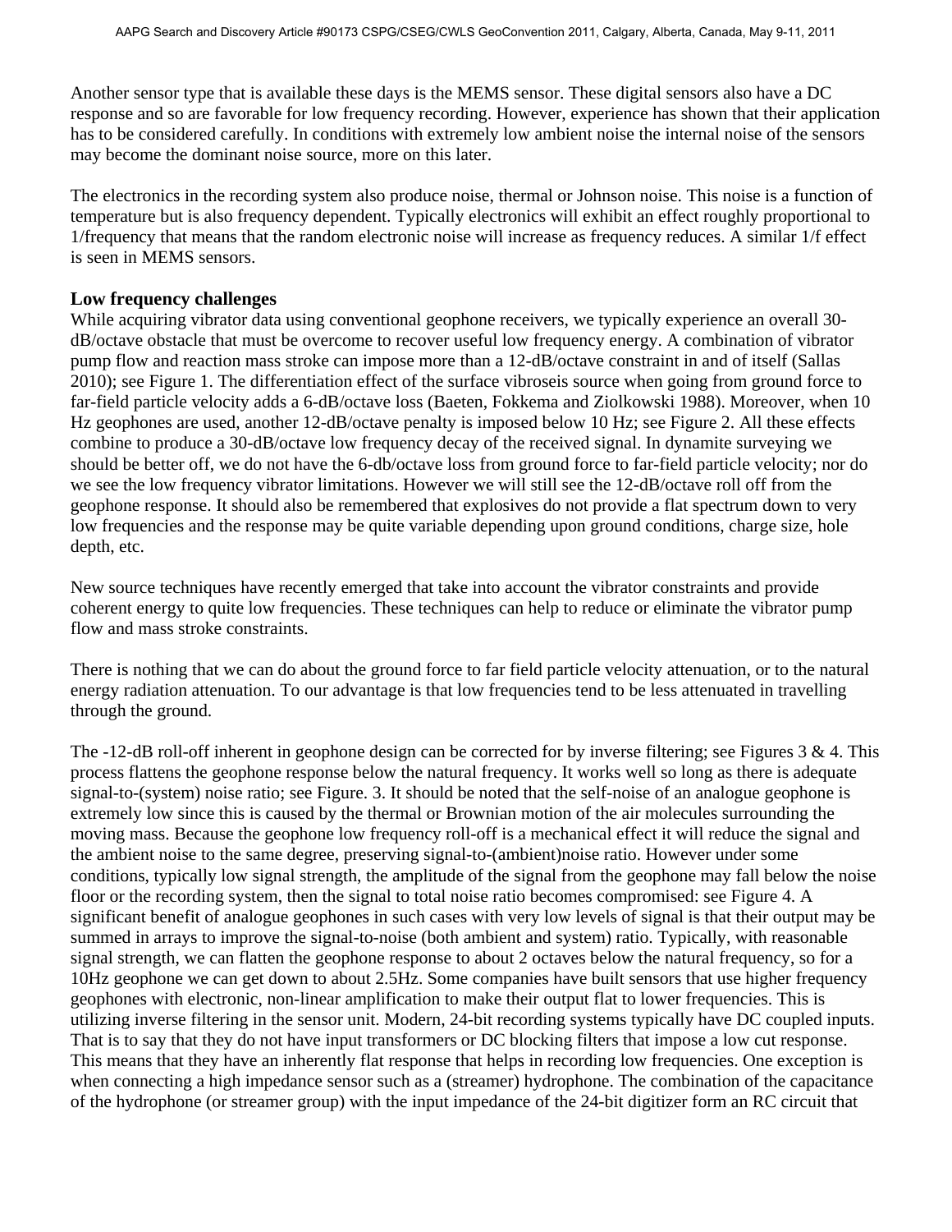Another sensor type that is available these days is the MEMS sensor. These digital sensors also have a DC response and so are favorable for low frequency recording. However, experience has shown that their application has to be considered carefully. In conditions with extremely low ambient noise the internal noise of the sensors may become the dominant noise source, more on this later.

The electronics in the recording system also produce noise, thermal or Johnson noise. This noise is a function of temperature but is also frequency dependent. Typically electronics will exhibit an effect roughly proportional to 1/frequency that means that the random electronic noise will increase as frequency reduces. A similar 1/f effect is seen in MEMS sensors.

### Low frequency challenges

While acquiring vibrator data using conventional geophone receivers, we typically experience an overall 30-dB/octave obstacle that must be overcome to recover useful low frequency energy. A combination of vibrator pump flow and reaction mass stroke can impose more than a 12-dB/octave constraint in and of itself (Sallas 2010); see Figure 1. The differentiation effect of the surface vibroseis source when going from ground force to far-field particle velocity adds a 6-dB/octave loss (Baeten, Fokkema and Ziolkowski 1988). Moreover, when 10 Hz geophones are used, another 12-dB/octave penalty is imposed below 10 Hz; see Figure 2. All these effects combine to produce a 30-dB/octave low frequency decay of the received signal. In dynamite surveying we should be better off, we do not have the 6-db/octave loss from ground force to far-field particle velocity; nor do we see the low frequency vibrator limitations. However we will still see the 12-dB/octave roll off from the geophone response. It should also be remembered that explosives do not provide a flat spectrum down to very low frequencies and the response may be quite variable depending upon ground conditions, charge size, hole depth, etc.

New source techniques have recently emerged that take into account the vibrator constraints and provide coherent energy to quite low frequencies. These techniques can help to reduce or eliminate the vibrator pump flow and mass stroke constraints.

There is nothing that we can do about the ground force to far field particle velocity attenuation, or to the natural energy radiation attenuation. To our advantage is that low frequencies tend to be less attenuated in travelling through the ground.

The -12-dB roll-off inherent in geophone design can be corrected for by inverse filtering; see Figures 3 & 4. This process flattens the geophone response below the natural frequency. It works well so long as there is adequate signal-to-(system) noise ratio; see Figure. 3. It should be noted that the self-noise of an analogue geophone is extremely low since this is caused by the thermal or Brownian motion of the air molecules surrounding the moving mass. Because the geophone low frequency roll-off is a mechanical effect it will reduce the signal and the ambient noise to the same degree, preserving signal-to-(ambient)noise ratio. However under some conditions, typically low signal strength, the amplitude of the signal from the geophone may fall below the noise floor or the recording system, then the signal to total noise ratio becomes compromised: see Figure 4. A significant benefit of analogue geophones in such cases with very low levels of signal is that their output may be summed in arrays to improve the signal-to-noise (both ambient and system) ratio. Typically, with reasonable signal strength, we can flatten the geophone response to about 2 octaves below the natural frequency, so for a 10Hz geophone we can get down to about 2.5Hz. Some companies have built sensors that use higher frequency geophones with electronic, non-linear amplification to make their output flat to lower frequencies. This is utilizing inverse filtering in the sensor unit. Modern, 24-bit recording systems typically have DC coupled inputs. That is to say that they do not have input transformers or DC blocking filters that impose a low cut response. This means that they have an inherently flat response that helps in recording low frequencies. One exception is when connecting a high impedance sensor such as a (streamer) hydrophone. The combination of the capacitance of the hydrophone (or streamer group) with the input impedance of the 24-bit digitizer form an RC circuit that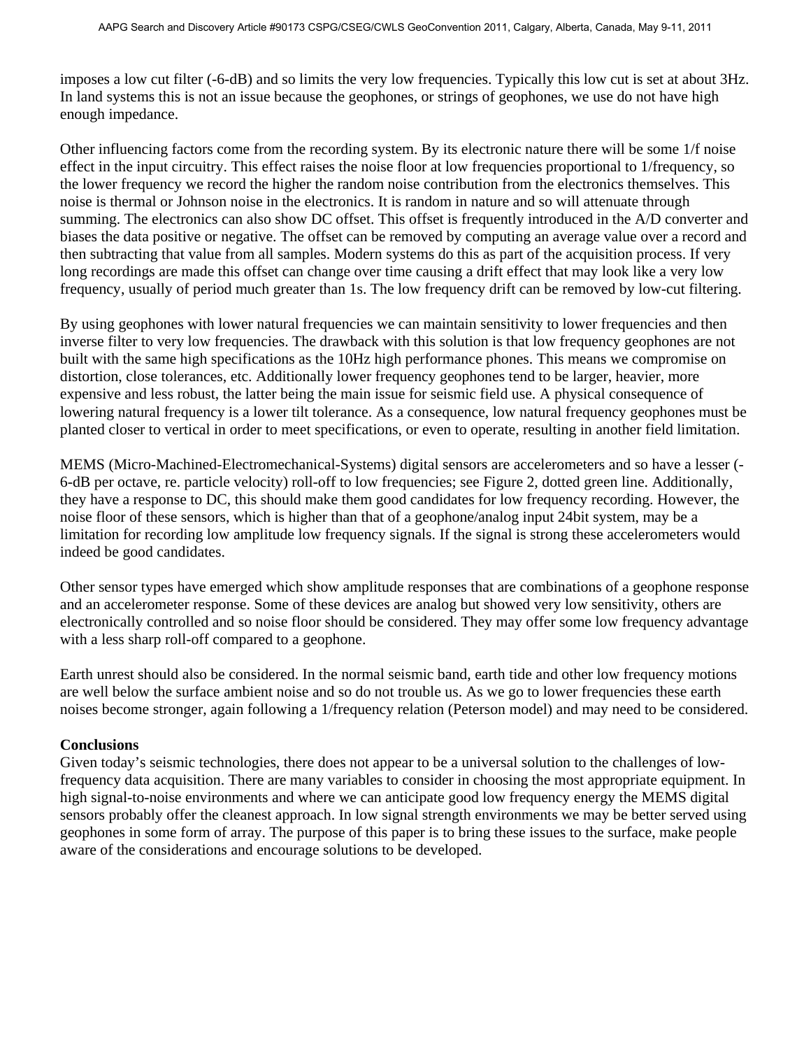imposes a low cut filter (-6-dB) and so limits the very low frequencies. Typically this low cut is set at about 3Hz. In land systems this is not an issue because the geophones, or strings of geophones, we use do not have high enough impedance.

Other influencing factors come from the recording system. By its electronic nature there will be some 1/f noise effect in the input circuitry. This effect raises the noise floor at low frequencies proportional to 1/frequency, so the lower frequency we record the higher the random noise contribution from the electronics themselves. This noise is thermal or Johnson noise in the electronics. It is random in nature and so will attenuate through summing. The electronics can also show DC offset. This offset is frequently introduced in the A/D converter and biases the data positive or negative. The offset can be removed by computing an average value over a record and then subtracting that value from all samples. Modern systems do this as part of the acquisition process. If very long recordings are made this offset can change over time causing a drift effect that may look like a very low frequency, usually of period much greater than 1s. The low frequency drift can be removed by low-cut filtering.

By using geophones with lower natural frequencies we can maintain sensitivity to lower frequencies and then inverse filter to very low frequencies. The drawback with this solution is that low frequency geophones are not built with the same high specifications as the 10Hz high performance phones. This means we compromise on distortion, close tolerances, etc. Additionally lower frequency geophones tend to be larger, heavier, more expensive and less robust, the latter being the main issue for seismic field use. A physical consequence of lowering natural frequency is a lower tilt tolerance. As a consequence, low natural frequency geophones must be planted closer to vertical in order to meet specifications, or even to operate, resulting in another field limitation.

MEMS (Micro-Machined-Electromechanical-Systems) digital sensors are accelerometers and so have a lesser (-6-dB per octave, re. particle velocity) roll-off to low frequencies; see Figure 2, dotted green line. Additionally, they have a response to DC, this should make them good candidates for low frequency recording. However, the noise floor of these sensors, which is higher than that of a geophone/analog input 24bit system, may be a limitation for recording low amplitude low frequency signals. If the signal is strong these accelerometers would indeed be good candidates.

Other sensor types have emerged which show amplitude responses that are combinations of a geophone response and an accelerometer response. Some of these devices are analog but showed very low sensitivity, others are electronically controlled and so noise floor should be considered. They may offer some low frequency advantage with a less sharp roll-off compared to a geophone.

Earth unrest should also be considered. In the normal seismic band, earth tide and other low frequency motions are well below the surface ambient noise and so do not trouble us. As we go to lower frequencies these earth noises become stronger, again following a 1/frequency relation (Peterson model) and may need to be considered.

**Conclusions**

Given today's seismic technologies, there does not appear to be a universal solution to the challenges of low-frequency data acquisition. There are many variables to consider in choosing the most appropriate equipment. In high signal-to-noise environments and where we can anticipate good low frequency energy the MEMS digital sensors probably offer the cleanest approach. In low signal strength environments we may be better served using geophones in some form of array. The purpose of this paper is to bring these issues to the surface, make people aware of the considerations and encourage solutions to be developed.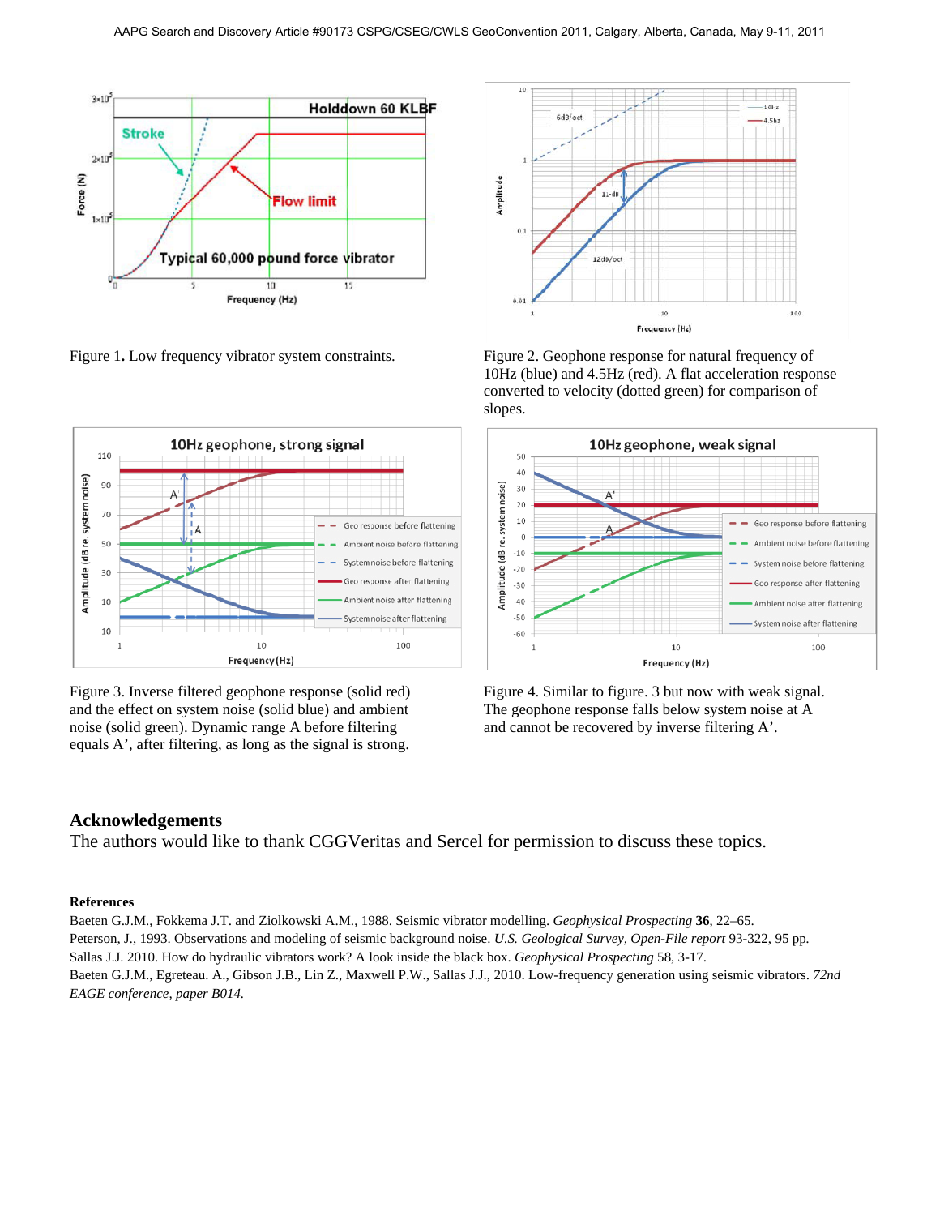Holddown 60 KLBF

Stroke

Flow limit

Typical 60,000 pound force vibrator

Force (N)

$3\times10^5$

$2\times10^5$

$1\times10^5$

0

0

5

10

15

Frequency (Hz)

Figure 1. Low frequency vibrator system constraints.

10

1

0.1

0.01

Amplitude

6dB/oct

12dB/oct

11 dB

10Hz

4.5Hz

1

10

100

Frequency (Hz)

Figure 2. Geophone response for natural frequency of 10Hz (blue) and 4.5Hz (red). A flat acceleration response converted to velocity (dotted green) for comparison of slopes.

10Hz geophone, strong signal

Amplitude (dB re. system noise)

110

90

70

50

30

10

-10

A'

A

1

10

100

Frequency (Hz)

Geo response before flattening

Ambient noise before flattening

System noise before flattening

Geo response after flattening

Ambient noise after flattening

System noise after flattening

Figure 3. Inverse filtered geophone response (solid red) and the effect on system noise (solid blue) and ambient noise (solid green). Dynamic range A before filtering equals A', after filtering, as long as the signal is strong.

10Hz geophone, weak signal

Amplitude (dB re. system noise)

50

40

30

20

10

0

-10

-20

-30

-40

-50

-60

A'

A

1

10

100

Frequency (Hz)

Geo response before flattening

Ambient noise before flattening

System noise before flattening

Geo response after flattening

Ambient noise after flattening

System noise after flattening

Figure 4. Similar to figure. 3 but now with weak signal. The geophone response falls below system noise at A and cannot be recovered by inverse filtering A'.

## Acknowledgements

The authors would like to thank CGGVeritas and Sercel for permission to discuss these topics.

### References

Baeten G.J.M., Fokkema J.T. and Ziolkowski A.M., 1988. Seismic vibrator modelling. *Geophysical Prospecting* **36**, 22–65.

Peterson, J., 1993. Observations and modeling of seismic background noise. *U.S. Geological Survey, Open-File report* 93-322, 95 pp.

Sallas J.J. 2010. How do hydraulic vibrators work? A look inside the black box. *Geophysical Prospecting* 58, 3-17.

Baeten G.J.M., Egreteau. A., Gibson J.B., Lin Z., Maxwell P.W., Sallas J.J., 2010. Low-frequency generation using seismic vibrators. *72nd EAGE conference, paper B014.*